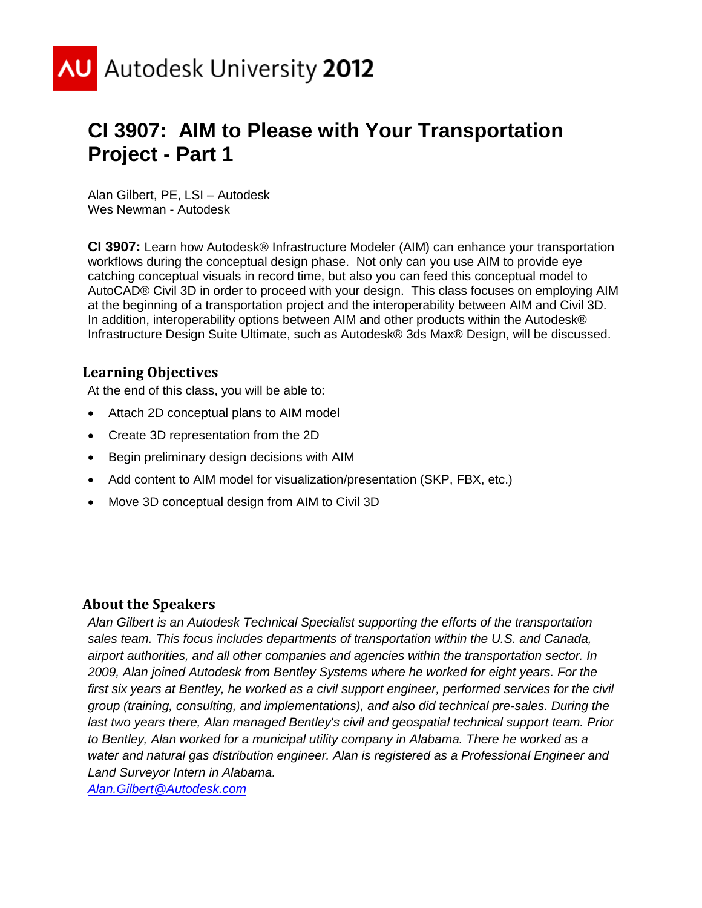AU Autodesk University **2012**

# CI 3907: AIM to Please with Your Transportation Project - Part 1

Alan Gilbert, PE, LSI – Autodesk
Wes Newman - Autodesk

**CI 3907:** Learn how Autodesk® Infrastructure Modeler (AIM) can enhance your transportation workflows during the conceptual design phase. Not only can you use AIM to provide eye catching conceptual visuals in record time, but also you can feed this conceptual model to AutoCAD® Civil 3D in order to proceed with your design. This class focuses on employing AIM at the beginning of a transportation project and the interoperability between AIM and Civil 3D. In addition, interoperability options between AIM and other products within the Autodesk® Infrastructure Design Suite Ultimate, such as Autodesk® 3ds Max® Design, will be discussed.

## Learning Objectives

At the end of this class, you will be able to:

- Attach 2D conceptual plans to AIM model
- Create 3D representation from the 2D
- Begin preliminary design decisions with AIM
- Add content to AIM model for visualization/presentation (SKP, FBX, etc.)
- Move 3D conceptual design from AIM to Civil 3D

## About the Speakers

*Alan Gilbert is an Autodesk Technical Specialist supporting the efforts of the transportation sales team. This focus includes departments of transportation within the U.S. and Canada, airport authorities, and all other companies and agencies within the transportation sector. In 2009, Alan joined Autodesk from Bentley Systems where he worked for eight years. For the first six years at Bentley, he worked as a civil support engineer, performed services for the civil group (training, consulting, and implementations), and also did technical pre-sales. During the last two years there, Alan managed Bentley's civil and geospatial technical support team. Prior to Bentley, Alan worked for a municipal utility company in Alabama. There he worked as a water and natural gas distribution engineer. Alan is registered as a Professional Engineer and Land Surveyor Intern in Alabama.*

*Alan.Gilbert@Autodesk.com*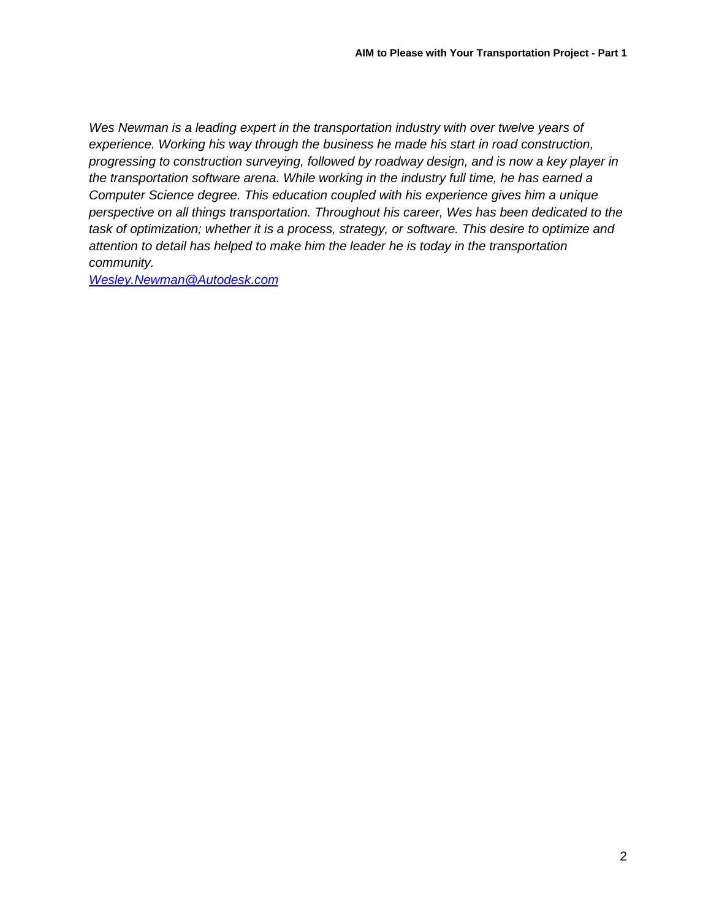*Wes Newman is a leading expert in the transportation industry with over twelve years of experience. Working his way through the business he made his start in road construction, progressing to construction surveying, followed by roadway design, and is now a key player in the transportation software arena. While working in the industry full time, he has earned a Computer Science degree. This education coupled with his experience gives him a unique perspective on all things transportation. Throughout his career, Wes has been dedicated to the task of optimization; whether it is a process, strategy, or software. This desire to optimize and attention to detail has helped to make him the leader he is today in the transportation community.*

*Wesley.Newman@Autodesk.com*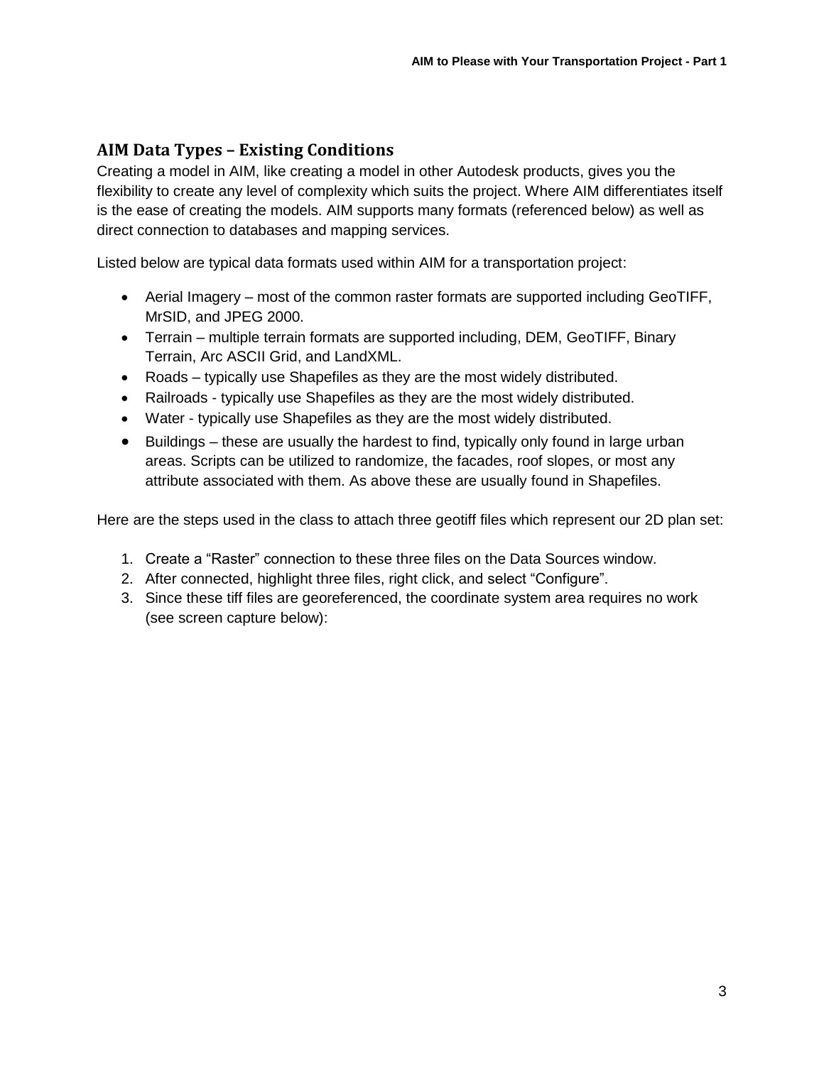## AIM Data Types – Existing Conditions

Creating a model in AIM, like creating a model in other Autodesk products, gives you the flexibility to create any level of complexity which suits the project. Where AIM differentiates itself is the ease of creating the models. AIM supports many formats (referenced below) as well as direct connection to databases and mapping services.

Listed below are typical data formats used within AIM for a transportation project:

- Aerial Imagery – most of the common raster formats are supported including GeoTIFF, MrSID, and JPEG 2000.
- Terrain – multiple terrain formats are supported including, DEM, GeoTIFF, Binary Terrain, Arc ASCII Grid, and LandXML.
- Roads – typically use Shapefiles as they are the most widely distributed.
- Railroads - typically use Shapefiles as they are the most widely distributed.
- Water - typically use Shapefiles as they are the most widely distributed.
- Buildings – these are usually the hardest to find, typically only found in large urban areas. Scripts can be utilized to randomize, the facades, roof slopes, or most any attribute associated with them. As above these are usually found in Shapefiles.

Here are the steps used in the class to attach three geotiff files which represent our 2D plan set:

1. Create a “Raster” connection to these three files on the Data Sources window.
2. After connected, highlight three files, right click, and select “Configure”.
3. Since these tiff files are georeferenced, the coordinate system area requires no work (see screen capture below):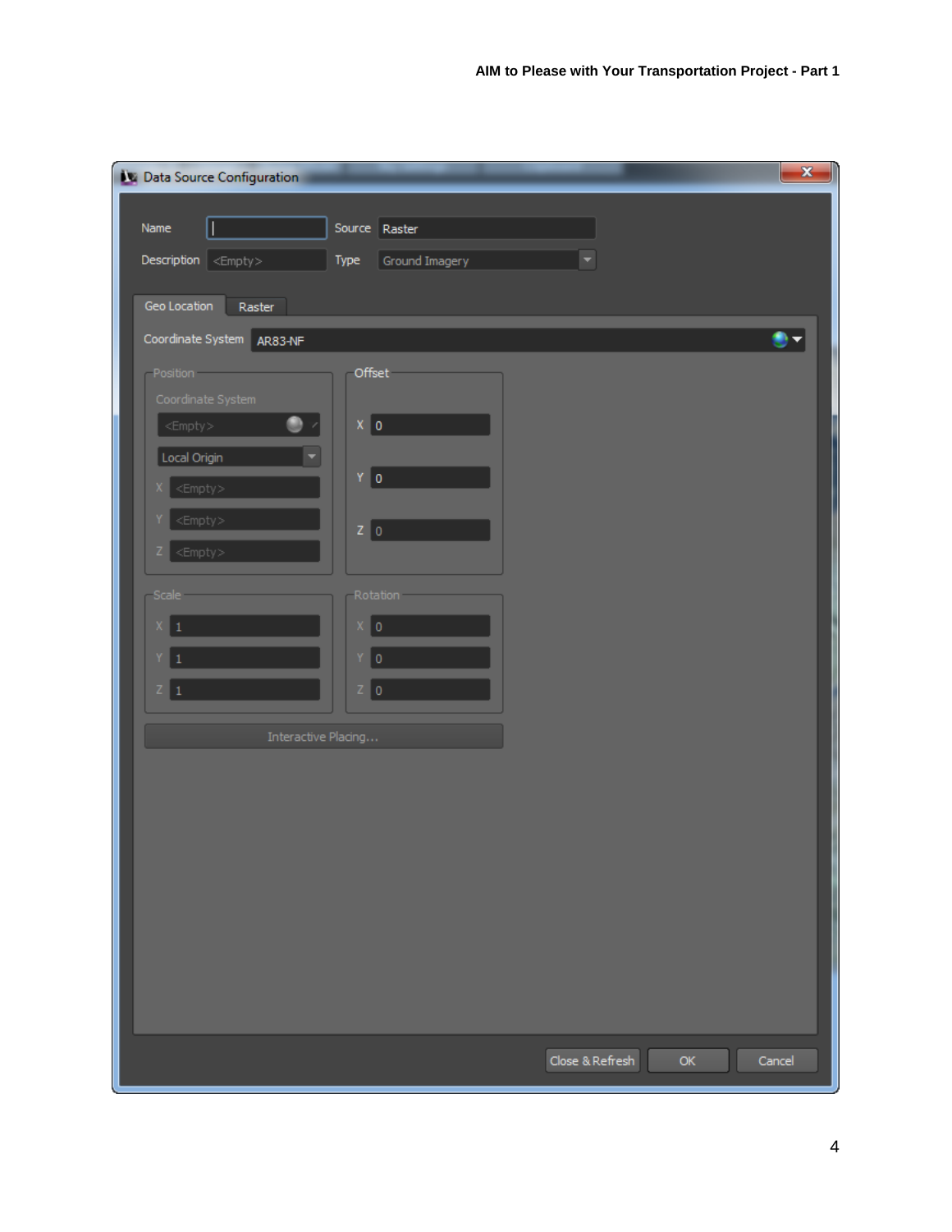**Data Source Configuration**

Name | Source: Raster

Description: <Empty> | Type: Ground Imagery

Geo Location | Raster

Coordinate System: AR83-NF

**Position**

Coordinate System: <Empty>

Local Origin

X <Empty>

Y <Empty>

Z <Empty>

**Offset**

X 0

Y 0

Z 0

**Scale**

X 1

Y 1

Z 1

**Rotation**

X 0

Y 0

Z 0

Interactive Placing...

Close & Refresh | OK | Cancel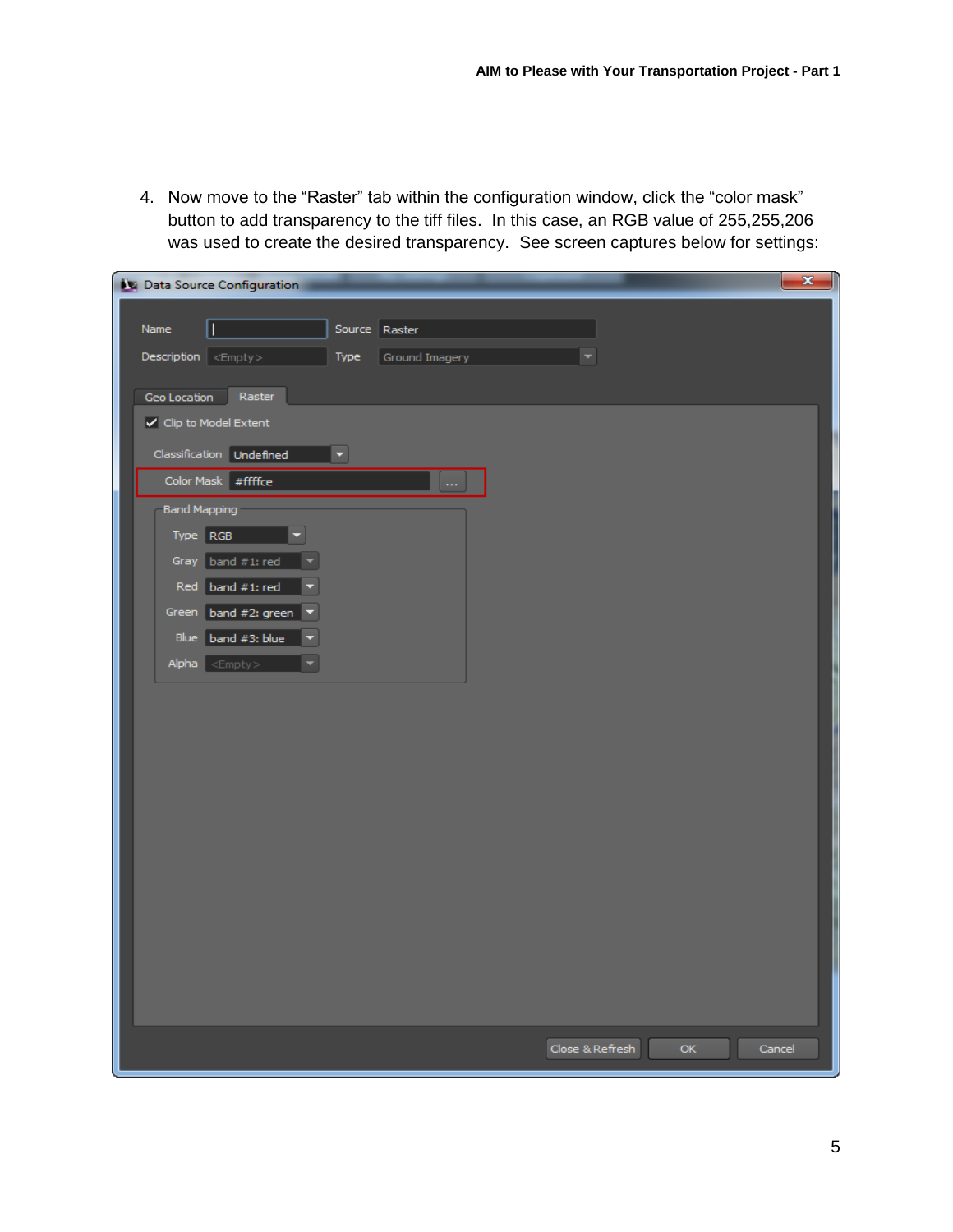4. Now move to the “Raster” tab within the configuration window, click the “color mask” button to add transparency to the tiff files. In this case, an RGB value of 255,255,206 was used to create the desired transparency. See screen captures below for settings: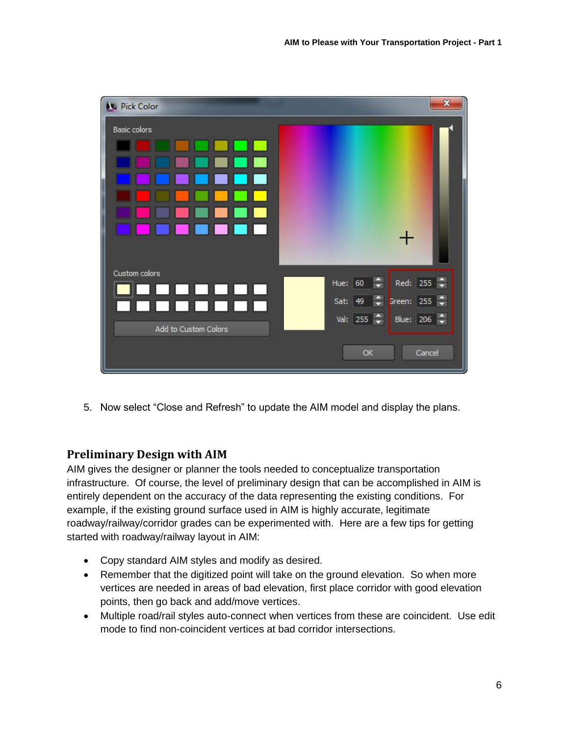5. Now select "Close and Refresh" to update the AIM model and display the plans.

## Preliminary Design with AIM

AIM gives the designer or planner the tools needed to conceptualize transportation infrastructure. Of course, the level of preliminary design that can be accomplished in AIM is entirely dependent on the accuracy of the data representing the existing conditions. For example, if the existing ground surface used in AIM is highly accurate, legitimate roadway/railway/corridor grades can be experimented with. Here are a few tips for getting started with roadway/railway layout in AIM:

- Copy standard AIM styles and modify as desired.
- Remember that the digitized point will take on the ground elevation. So when more vertices are needed in areas of bad elevation, first place corridor with good elevation points, then go back and add/move vertices.
- Multiple road/rail styles auto-connect when vertices from these are coincident. Use edit mode to find non-coincident vertices at bad corridor intersections.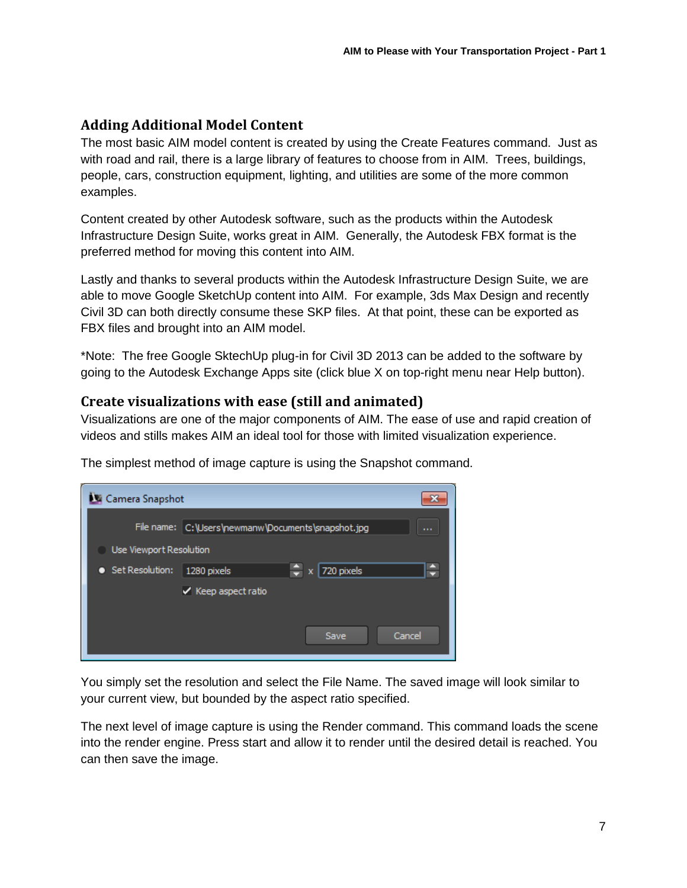## Adding Additional Model Content

The most basic AIM model content is created by using the Create Features command. Just as with road and rail, there is a large library of features to choose from in AIM. Trees, buildings, people, cars, construction equipment, lighting, and utilities are some of the more common examples.

Content created by other Autodesk software, such as the products within the Autodesk Infrastructure Design Suite, works great in AIM. Generally, the Autodesk FBX format is the preferred method for moving this content into AIM.

Lastly and thanks to several products within the Autodesk Infrastructure Design Suite, we are able to move Google SketchUp content into AIM. For example, 3ds Max Design and recently Civil 3D can both directly consume these SKP files. At that point, these can be exported as FBX files and brought into an AIM model.

*Note: The free Google SktechUp plug-in for Civil 3D 2013 can be added to the software by going to the Autodesk Exchange Apps site (click blue X on top-right menu near Help button).

## Create visualizations with ease (still and animated)

Visualizations are one of the major components of AIM. The ease of use and rapid creation of videos and stills makes AIM an ideal tool for those with limited visualization experience.

The simplest method of image capture is using the Snapshot command.

You simply set the resolution and select the File Name. The saved image will look similar to your current view, but bounded by the aspect ratio specified.

The next level of image capture is using the Render command. This command loads the scene into the render engine. Press start and allow it to render until the desired detail is reached. You can then save the image.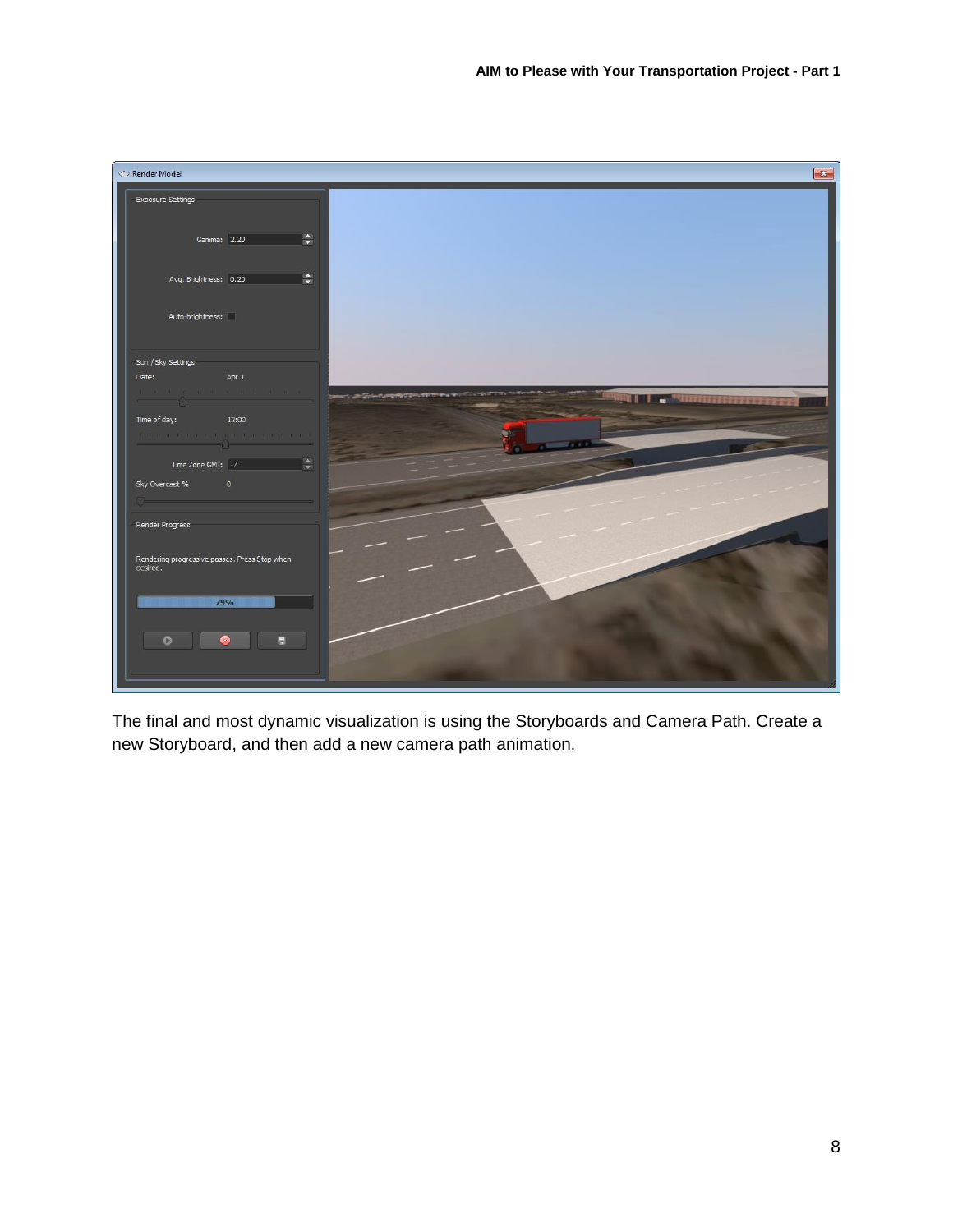The final and most dynamic visualization is using the Storyboards and Camera Path. Create a new Storyboard, and then add a new camera path animation.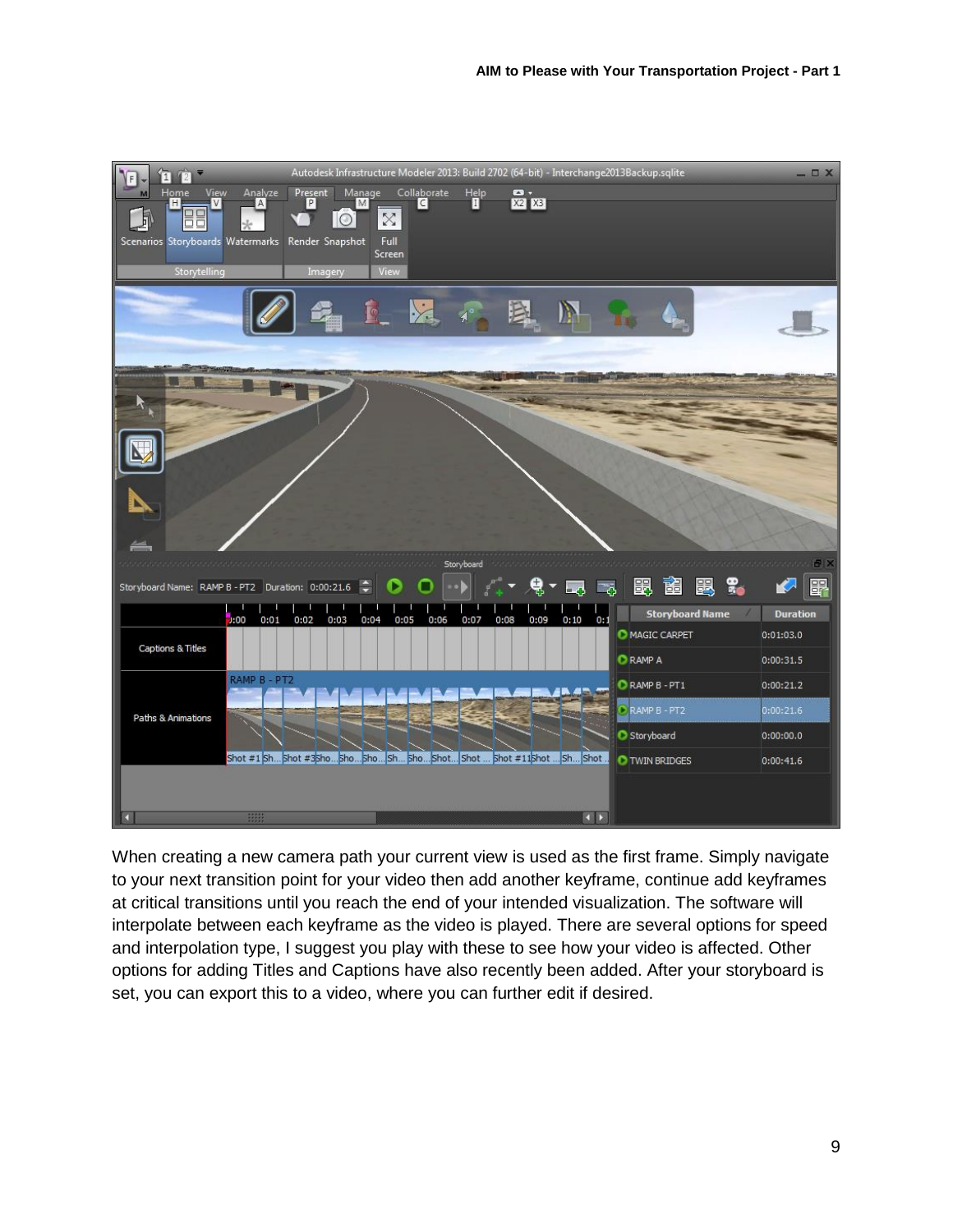When creating a new camera path your current view is used as the first frame. Simply navigate to your next transition point for your video then add another keyframe, continue add keyframes at critical transitions until you reach the end of your intended visualization. The software will interpolate between each keyframe as the video is played. There are several options for speed and interpolation type, I suggest you play with these to see how your video is affected. Other options for adding Titles and Captions have also recently been added. After your storyboard is set, you can export this to a video, where you can further edit if desired.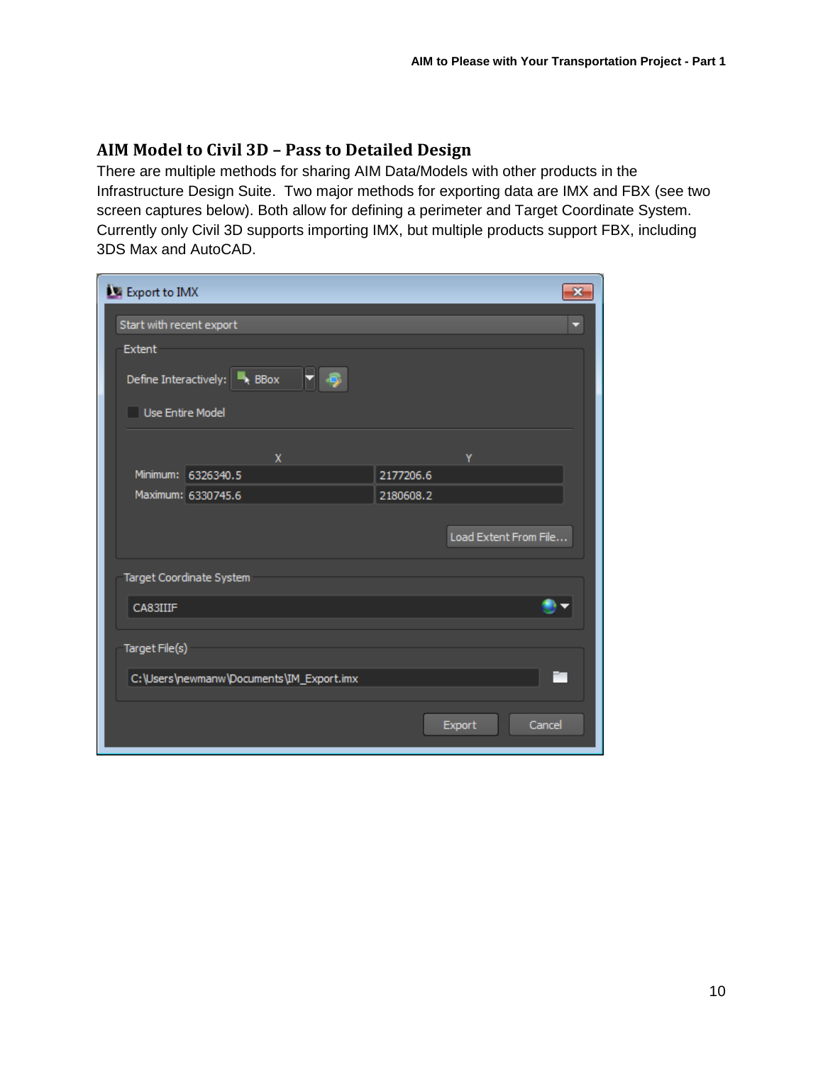## AIM Model to Civil 3D – Pass to Detailed Design

There are multiple methods for sharing AIM Data/Models with other products in the Infrastructure Design Suite. Two major methods for exporting data are IMX and FBX (see two screen captures below). Both allow for defining a perimeter and Target Coordinate System. Currently only Civil 3D supports importing IMX, but multiple products support FBX, including 3DS Max and AutoCAD.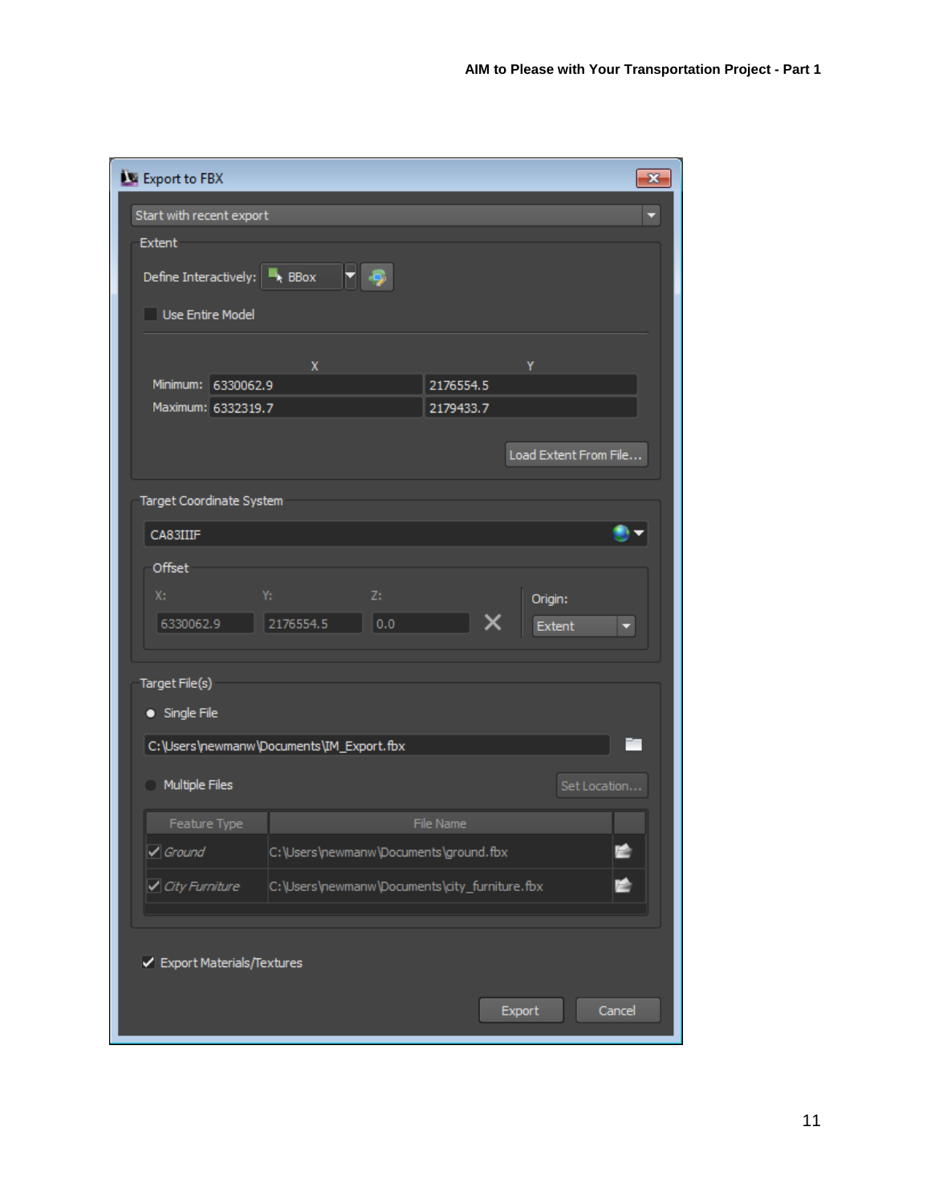**Export to FBX**

Start with recent export

**Extent**

Define Interactively: BBox

☐ Use Entire Model

|  | X | Y |
| --- | --- | --- |
| Minimum: | 6330062.9 | 2176554.5 |
| Maximum: | 6332319.7 | 2179433.7 |

Load Extent From File...

**Target Coordinate System**

CA83IIIF

Offset

| X: | Y: | Z: | Origin: |
| --- | --- | --- | --- |
| 6330062.9 | 2176554.5 | 0.0 | Extent |

**Target File(s)**

● Single File

C:\Users\newmanw\Documents\IM_Export.fbx

○ Multiple Files

Set Location...

| Feature Type | File Name |
| --- | --- |
| ✓ *Ground* | C:\Users\newmanw\Documents\ground.fbx |
| ✓ *City Furniture* | C:\Users\newmanw\Documents\city_furniture.fbx |

✓ Export Materials/Textures

Export Cancel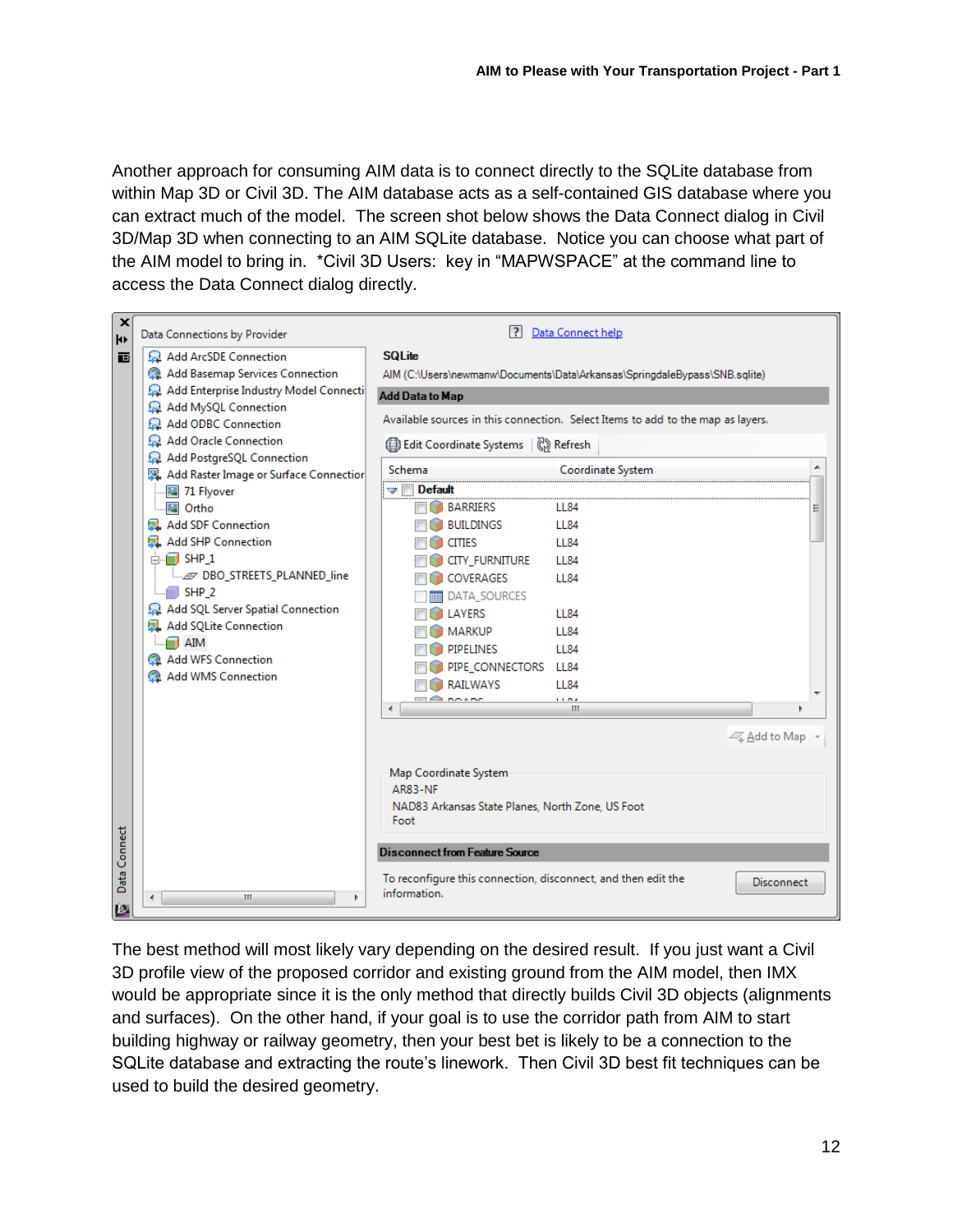Another approach for consuming AIM data is to connect directly to the SQLite database from within Map 3D or Civil 3D. The AIM database acts as a self-contained GIS database where you can extract much of the model. The screen shot below shows the Data Connect dialog in Civil 3D/Map 3D when connecting to an AIM SQLite database. Notice you can choose what part of the AIM model to bring in. *Civil 3D Users: key in "MAPWSPACE" at the command line to access the Data Connect dialog directly.

The best method will most likely vary depending on the desired result. If you just want a Civil 3D profile view of the proposed corridor and existing ground from the AIM model, then IMX would be appropriate since it is the only method that directly builds Civil 3D objects (alignments and surfaces). On the other hand, if your goal is to use the corridor path from AIM to start building highway or railway geometry, then your best bet is likely to be a connection to the SQLite database and extracting the route's linework. Then Civil 3D best fit techniques can be used to build the desired geometry.